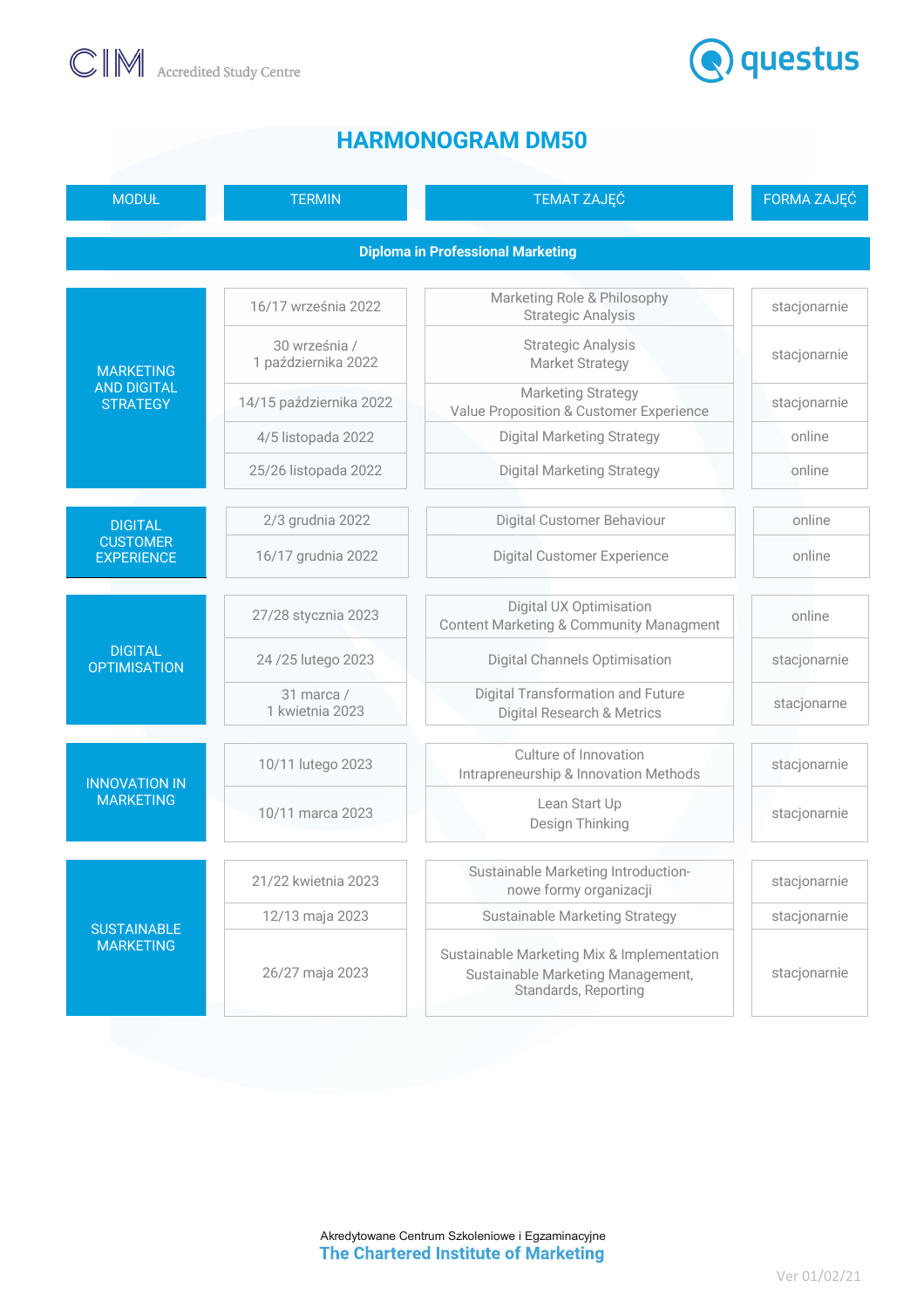CIM Accredited Study Centre

questus

# HARMONOGRAM DM50

| MODUŁ | TERMIN | TEMAT ZAJĘĆ | FORMA ZAJĘĆ |
|---|---|---|---|
| **Diploma in Professional Marketing** | | | |
| MARKETING AND DIGITAL STRATEGY | 16/17 września 2022 | Marketing Role & Philosophy<br>Strategic Analysis | stacjonarnie |
| | 30 września /<br>1 października 2022 | Strategic Analysis<br>Market Strategy | stacjonarnie |
| | 14/15 października 2022 | Marketing Strategy<br>Value Proposition & Customer Experience | stacjonarnie |
| | 4/5 listopada 2022 | Digital Marketing Strategy | online |
| | 25/26 listopada 2022 | Digital Marketing Strategy | online |
| DIGITAL CUSTOMER EXPERIENCE | 2/3 grudnia 2022 | Digital Customer Behaviour | online |
| | 16/17 grudnia 2022 | Digital Customer Experience | online |
| DIGITAL OPTIMISATION | 27/28 stycznia 2023 | Digital UX Optimisation<br>Content Marketing & Community Managment | online |
| | 24 /25 lutego 2023 | Digital Channels Optimisation | stacjonarnie |
| | 31 marca /<br>1 kwietnia 2023 | Digital Transformation and Future<br>Digital Research & Metrics | stacjonarne |
| INNOVATION IN MARKETING | 10/11 lutego 2023 | Culture of Innovation<br>Intrapreneurship & Innovation Methods | stacjonarnie |
| | 10/11 marca 2023 | Lean Start Up<br>Design Thinking | stacjonarnie |
| SUSTAINABLE MARKETING | 21/22 kwietnia 2023 | Sustainable Marketing Introduction-<br>nowe formy organizacji | stacjonarnie |
| | 12/13 maja 2023 | Sustainable Marketing Strategy | stacjonarnie |
| | 26/27 maja 2023 | Sustainable Marketing Mix & Implementation<br>Sustainable Marketing Management,<br>Standards, Reporting | stacjonarnie |

Akredytowane Centrum Szkoleniowe i Egzaminacyjne
**The Chartered Institute of Marketing**

Ver 01/02/21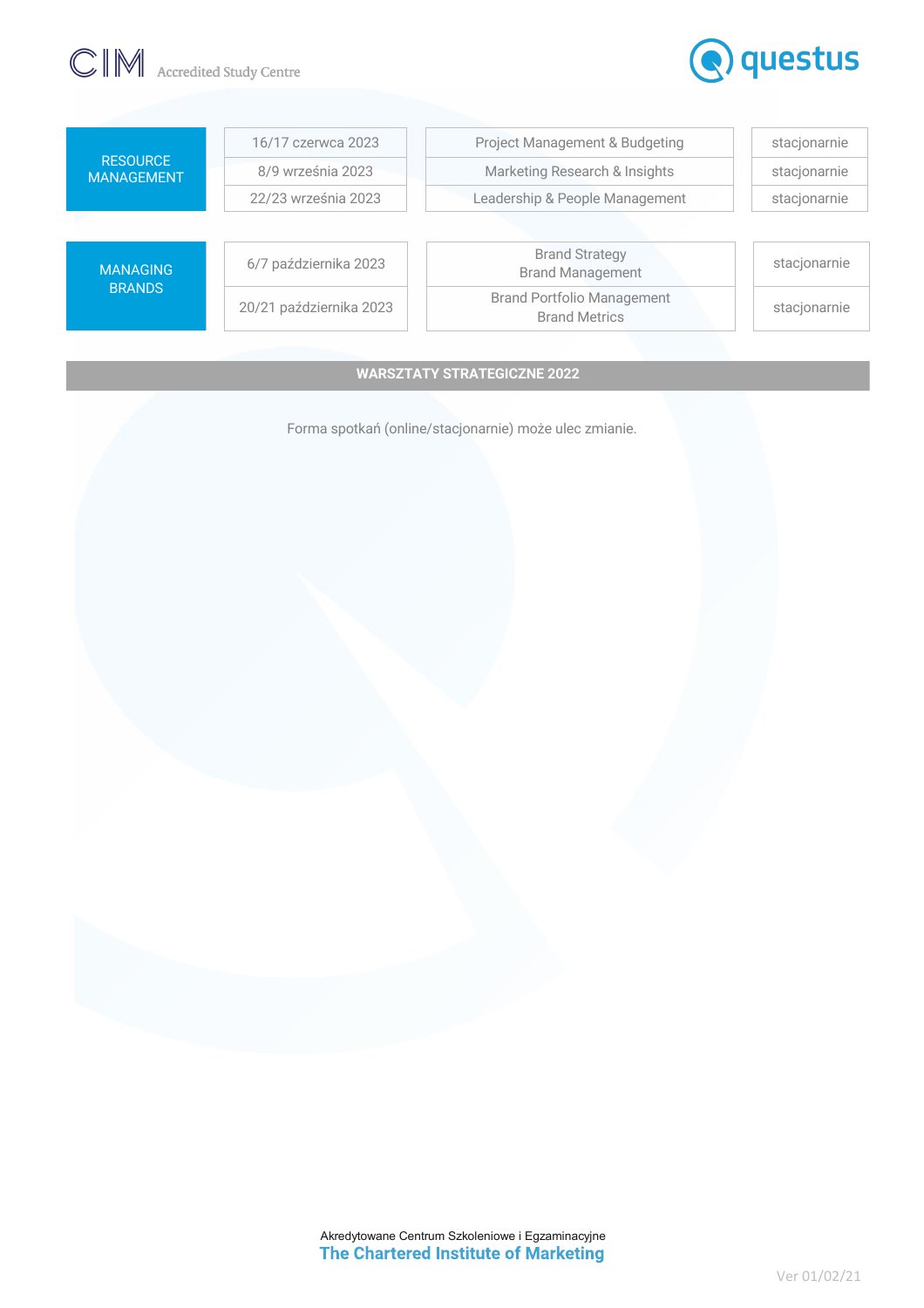| | | | |
|---|---|---|---|
| RESOURCE MANAGEMENT | 16/17 czerwca 2023 | Project Management & Budgeting | stacjonarnie |
| | 8/9 września 2023 | Marketing Research & Insights | stacjonarnie |
| | 22/23 września 2023 | Leadership & People Management | stacjonarnie |

| | | | |
|---|---|---|---|
| MANAGING BRANDS | 6/7 października 2023 | Brand Strategy<br>Brand Management | stacjonarnie |
| | 20/21 października 2023 | Brand Portfolio Management<br>Brand Metrics | stacjonarnie |

**WARSZTATY STRATEGICZNE 2022**

Forma spotkań (online/stacjonarnie) może ulec zmianie.

Akredytowane Centrum Szkoleniowe i Egzaminacyjne
**The Chartered Institute of Marketing**

Ver 01/02/21